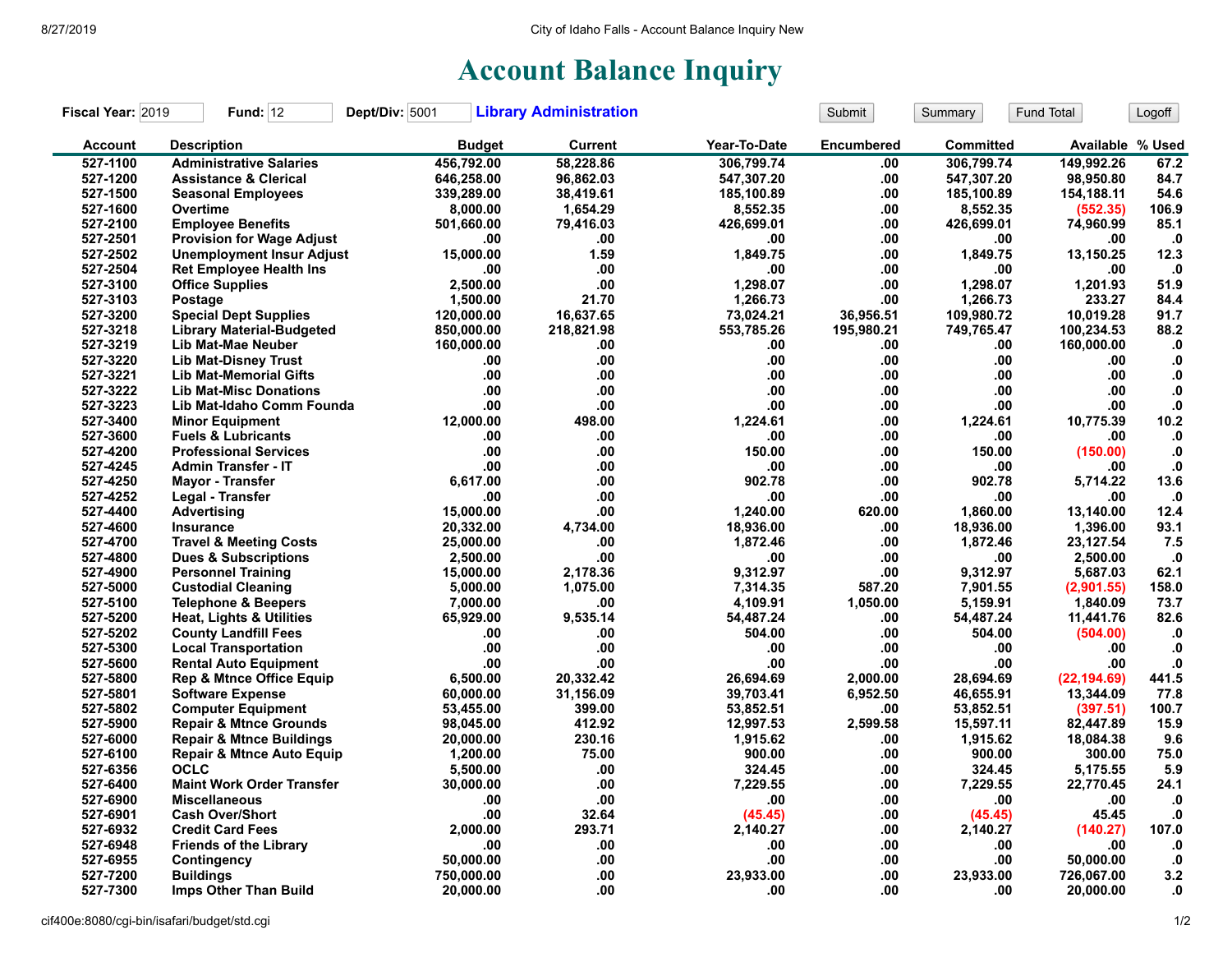# Account Balance Inquiry

**Fiscal Year:** 2019 **Fund:** 12 **Dept/Div:** 5001 **Library Administration**

| Account | Description | Budget | Current | Year-To-Date | Encumbered | Committed | Available | % Used |
|---|---|---|---|---|---|---|---|---|
| 527-1100 | Administrative Salaries | 456,792.00 | 58,228.86 | 306,799.74 | .00 | 306,799.74 | 149,992.26 | 67.2 |
| 527-1200 | Assistance & Clerical | 646,258.00 | 96,862.03 | 547,307.20 | .00 | 547,307.20 | 98,950.80 | 84.7 |
| 527-1500 | Seasonal Employees | 339,289.00 | 38,419.61 | 185,100.89 | .00 | 185,100.89 | 154,188.11 | 54.6 |
| 527-1600 | Overtime | 8,000.00 | 1,654.29 | 8,552.35 | .00 | 8,552.35 | (552.35) | 106.9 |
| 527-2100 | Employee Benefits | 501,660.00 | 79,416.03 | 426,699.01 | .00 | 426,699.01 | 74,960.99 | 85.1 |
| 527-2501 | Provision for Wage Adjust | .00 | .00 | .00 | .00 | .00 | .00 | .0 |
| 527-2502 | Unemployment Insur Adjust | 15,000.00 | 1.59 | 1,849.75 | .00 | 1,849.75 | 13,150.25 | 12.3 |
| 527-2504 | Ret Employee Health Ins | .00 | .00 | .00 | .00 | .00 | .00 | .0 |
| 527-3100 | Office Supplies | 2,500.00 | .00 | 1,298.07 | .00 | 1,298.07 | 1,201.93 | 51.9 |
| 527-3103 | Postage | 1,500.00 | 21.70 | 1,266.73 | .00 | 1,266.73 | 233.27 | 84.4 |
| 527-3200 | Special Dept Supplies | 120,000.00 | 16,637.65 | 73,024.21 | 36,956.51 | 109,980.72 | 10,019.28 | 91.7 |
| 527-3218 | Library Material-Budgeted | 850,000.00 | 218,821.98 | 553,785.26 | 195,980.21 | 749,765.47 | 100,234.53 | 88.2 |
| 527-3219 | Lib Mat-Mae Neuber | 160,000.00 | .00 | .00 | .00 | .00 | 160,000.00 | .0 |
| 527-3220 | Lib Mat-Disney Trust | .00 | .00 | .00 | .00 | .00 | .00 | .0 |
| 527-3221 | Lib Mat-Memorial Gifts | .00 | .00 | .00 | .00 | .00 | .00 | .0 |
| 527-3222 | Lib Mat-Misc Donations | .00 | .00 | .00 | .00 | .00 | .00 | .0 |
| 527-3223 | Lib Mat-Idaho Comm Founda | .00 | .00 | .00 | .00 | .00 | .00 | .0 |
| 527-3400 | Minor Equipment | 12,000.00 | 498.00 | 1,224.61 | .00 | 1,224.61 | 10,775.39 | 10.2 |
| 527-3600 | Fuels & Lubricants | .00 | .00 | .00 | .00 | .00 | .00 | .0 |
| 527-4200 | Professional Services | .00 | .00 | 150.00 | .00 | 150.00 | (150.00) | .0 |
| 527-4245 | Admin Transfer - IT | .00 | .00 | .00 | .00 | .00 | .00 | .0 |
| 527-4250 | Mayor - Transfer | 6,617.00 | .00 | 902.78 | .00 | 902.78 | 5,714.22 | 13.6 |
| 527-4252 | Legal - Transfer | .00 | .00 | .00 | .00 | .00 | .00 | .0 |
| 527-4400 | Advertising | 15,000.00 | .00 | 1,240.00 | 620.00 | 1,860.00 | 13,140.00 | 12.4 |
| 527-4600 | Insurance | 20,332.00 | 4,734.00 | 18,936.00 | .00 | 18,936.00 | 1,396.00 | 93.1 |
| 527-4700 | Travel & Meeting Costs | 25,000.00 | .00 | 1,872.46 | .00 | 1,872.46 | 23,127.54 | 7.5 |
| 527-4800 | Dues & Subscriptions | 2,500.00 | .00 | .00 | .00 | .00 | 2,500.00 | .0 |
| 527-4900 | Personnel Training | 15,000.00 | 2,178.36 | 9,312.97 | .00 | 9,312.97 | 5,687.03 | 62.1 |
| 527-5000 | Custodial Cleaning | 5,000.00 | 1,075.00 | 7,314.35 | 587.20 | 7,901.55 | (2,901.55) | 158.0 |
| 527-5100 | Telephone & Beepers | 7,000.00 | .00 | 4,109.91 | 1,050.00 | 5,159.91 | 1,840.09 | 73.7 |
| 527-5200 | Heat, Lights & Utilities | 65,929.00 | 9,535.14 | 54,487.24 | .00 | 54,487.24 | 11,441.76 | 82.6 |
| 527-5202 | County Landfill Fees | .00 | .00 | 504.00 | .00 | 504.00 | (504.00) | .0 |
| 527-5300 | Local Transportation | .00 | .00 | .00 | .00 | .00 | .00 | .0 |
| 527-5600 | Rental Auto Equipment | .00 | .00 | .00 | .00 | .00 | .00 | .0 |
| 527-5800 | Rep & Mtnce Office Equip | 6,500.00 | 20,332.42 | 26,694.69 | 2,000.00 | 28,694.69 | (22,194.69) | 441.5 |
| 527-5801 | Software Expense | 60,000.00 | 31,156.09 | 39,703.41 | 6,952.50 | 46,655.91 | 13,344.09 | 77.8 |
| 527-5802 | Computer Equipment | 53,455.00 | 399.00 | 53,852.51 | .00 | 53,852.51 | (397.51) | 100.7 |
| 527-5900 | Repair & Mtnce Grounds | 98,045.00 | 412.92 | 12,997.53 | 2,599.58 | 15,597.11 | 82,447.89 | 15.9 |
| 527-6000 | Repair & Mtnce Buildings | 20,000.00 | 230.16 | 1,915.62 | .00 | 1,915.62 | 18,084.38 | 9.6 |
| 527-6100 | Repair & Mtnce Auto Equip | 1,200.00 | 75.00 | 900.00 | .00 | 900.00 | 300.00 | 75.0 |
| 527-6356 | OCLC | 5,500.00 | .00 | 324.45 | .00 | 324.45 | 5,175.55 | 5.9 |
| 527-6400 | Maint Work Order Transfer | 30,000.00 | .00 | 7,229.55 | .00 | 7,229.55 | 22,770.45 | 24.1 |
| 527-6900 | Miscellaneous | .00 | .00 | .00 | .00 | .00 | .00 | .0 |
| 527-6901 | Cash Over/Short | .00 | 32.64 | (45.45) | .00 | (45.45) | 45.45 | .0 |
| 527-6932 | Credit Card Fees | 2,000.00 | 293.71 | 2,140.27 | .00 | 2,140.27 | (140.27) | 107.0 |
| 527-6948 | Friends of the Library | .00 | .00 | .00 | .00 | .00 | .00 | .0 |
| 527-6955 | Contingency | 50,000.00 | .00 | .00 | .00 | .00 | 50,000.00 | .0 |
| 527-7200 | Buildings | 750,000.00 | .00 | 23,933.00 | .00 | 23,933.00 | 726,067.00 | 3.2 |
| 527-7300 | Imps Other Than Build | 20,000.00 | .00 | .00 | .00 | .00 | 20,000.00 | .0 |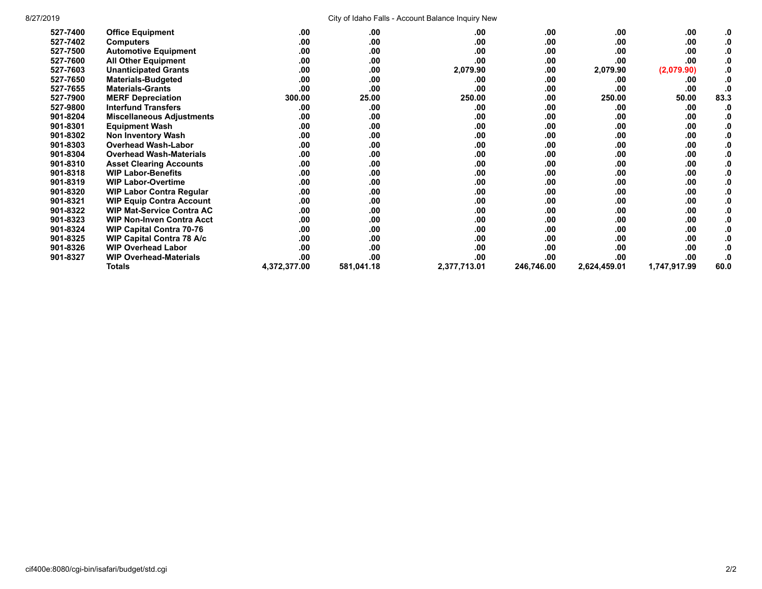| | | | | | | | | |
|---|---|---|---|---|---|---|---|---|
| 527-7400 | **Office Equipment** | .00 | .00 | .00 | .00 | .00 | .00 | .0 |
| 527-7402 | **Computers** | .00 | .00 | .00 | .00 | .00 | .00 | .0 |
| 527-7500 | **Automotive Equipment** | .00 | .00 | .00 | .00 | .00 | .00 | .0 |
| 527-7600 | **All Other Equipment** | .00 | .00 | .00 | .00 | .00 | .00 | .0 |
| 527-7603 | **Unanticipated Grants** | .00 | .00 | 2,079.90 | .00 | 2,079.90 | (2,079.90) | .0 |
| 527-7650 | **Materials-Budgeted** | .00 | .00 | .00 | .00 | .00 | .00 | .0 |
| 527-7655 | **Materials-Grants** | .00 | .00 | .00 | .00 | .00 | .00 | .0 |
| 527-7900 | **MERF Depreciation** | 300.00 | 25.00 | 250.00 | .00 | 250.00 | 50.00 | 83.3 |
| 527-9800 | **Interfund Transfers** | .00 | .00 | .00 | .00 | .00 | .00 | .0 |
| 901-8204 | **Miscellaneous Adjustments** | .00 | .00 | .00 | .00 | .00 | .00 | .0 |
| 901-8301 | **Equipment Wash** | .00 | .00 | .00 | .00 | .00 | .00 | .0 |
| 901-8302 | **Non Inventory Wash** | .00 | .00 | .00 | .00 | .00 | .00 | .0 |
| 901-8303 | **Overhead Wash-Labor** | .00 | .00 | .00 | .00 | .00 | .00 | .0 |
| 901-8304 | **Overhead Wash-Materials** | .00 | .00 | .00 | .00 | .00 | .00 | .0 |
| 901-8310 | **Asset Clearing Accounts** | .00 | .00 | .00 | .00 | .00 | .00 | .0 |
| 901-8318 | **WIP Labor-Benefits** | .00 | .00 | .00 | .00 | .00 | .00 | .0 |
| 901-8319 | **WIP Labor-Overtime** | .00 | .00 | .00 | .00 | .00 | .00 | .0 |
| 901-8320 | **WIP Labor Contra Regular** | .00 | .00 | .00 | .00 | .00 | .00 | .0 |
| 901-8321 | **WIP Equip Contra Account** | .00 | .00 | .00 | .00 | .00 | .00 | .0 |
| 901-8322 | **WIP Mat-Service Contra AC** | .00 | .00 | .00 | .00 | .00 | .00 | .0 |
| 901-8323 | **WIP Non-Inven Contra Acct** | .00 | .00 | .00 | .00 | .00 | .00 | .0 |
| 901-8324 | **WIP Capital Contra 70-76** | .00 | .00 | .00 | .00 | .00 | .00 | .0 |
| 901-8325 | **WIP Capital Contra 78 A/c** | .00 | .00 | .00 | .00 | .00 | .00 | .0 |
| 901-8326 | **WIP Overhead Labor** | .00 | .00 | .00 | .00 | .00 | .00 | .0 |
| 901-8327 | **WIP Overhead-Materials** | .00 | .00 | .00 | .00 | .00 | .00 | .0 |
| | **Totals** | 4,372,377.00 | 581,041.18 | 2,377,713.01 | 246,746.00 | 2,624,459.01 | 1,747,917.99 | 60.0 |